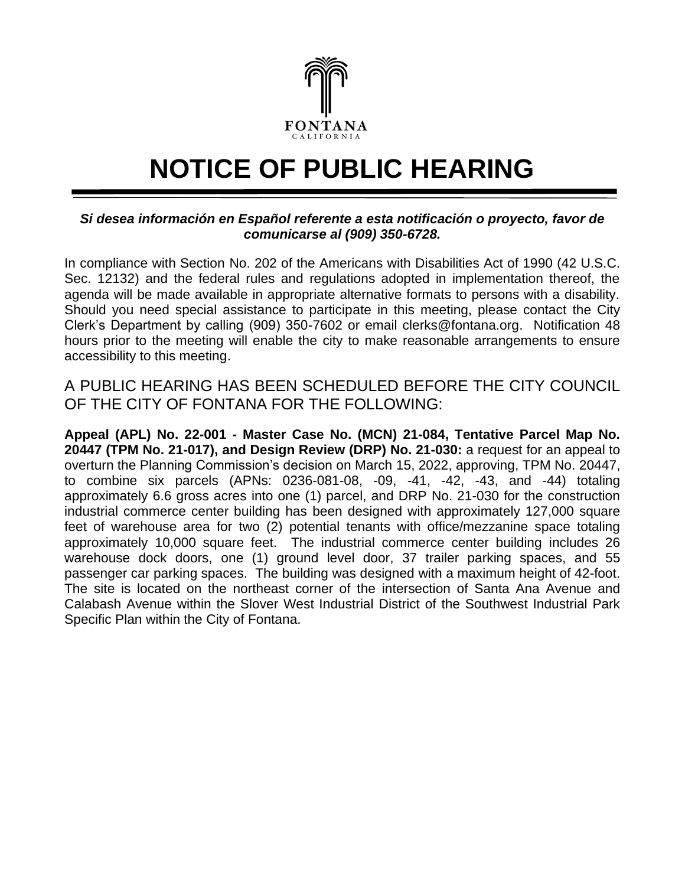FONTANA
CALIFORNIA

# NOTICE OF PUBLIC HEARING

***Si desea información en Español referente a esta notificación o proyecto, favor de comunicarse al (909) 350-6728.***

In compliance with Section No. 202 of the Americans with Disabilities Act of 1990 (42 U.S.C. Sec. 12132) and the federal rules and regulations adopted in implementation thereof, the agenda will be made available in appropriate alternative formats to persons with a disability. Should you need special assistance to participate in this meeting, please contact the City Clerk's Department by calling (909) 350-7602 or email clerks@fontana.org. Notification 48 hours prior to the meeting will enable the city to make reasonable arrangements to ensure accessibility to this meeting.

A PUBLIC HEARING HAS BEEN SCHEDULED BEFORE THE CITY COUNCIL OF THE CITY OF FONTANA FOR THE FOLLOWING:

**Appeal (APL) No. 22-001 - Master Case No. (MCN) 21-084, Tentative Parcel Map No. 20447 (TPM No. 21-017), and Design Review (DRP) No. 21-030:** a request for an appeal to overturn the Planning Commission's decision on March 15, 2022, approving, TPM No. 20447, to combine six parcels (APNs: 0236-081-08, -09, -41, -42, -43, and -44) totaling approximately 6.6 gross acres into one (1) parcel, and DRP No. 21-030 for the construction industrial commerce center building has been designed with approximately 127,000 square feet of warehouse area for two (2) potential tenants with office/mezzanine space totaling approximately 10,000 square feet. The industrial commerce center building includes 26 warehouse dock doors, one (1) ground level door, 37 trailer parking spaces, and 55 passenger car parking spaces. The building was designed with a maximum height of 42-foot. The site is located on the northeast corner of the intersection of Santa Ana Avenue and Calabash Avenue within the Slover West Industrial District of the Southwest Industrial Park Specific Plan within the City of Fontana.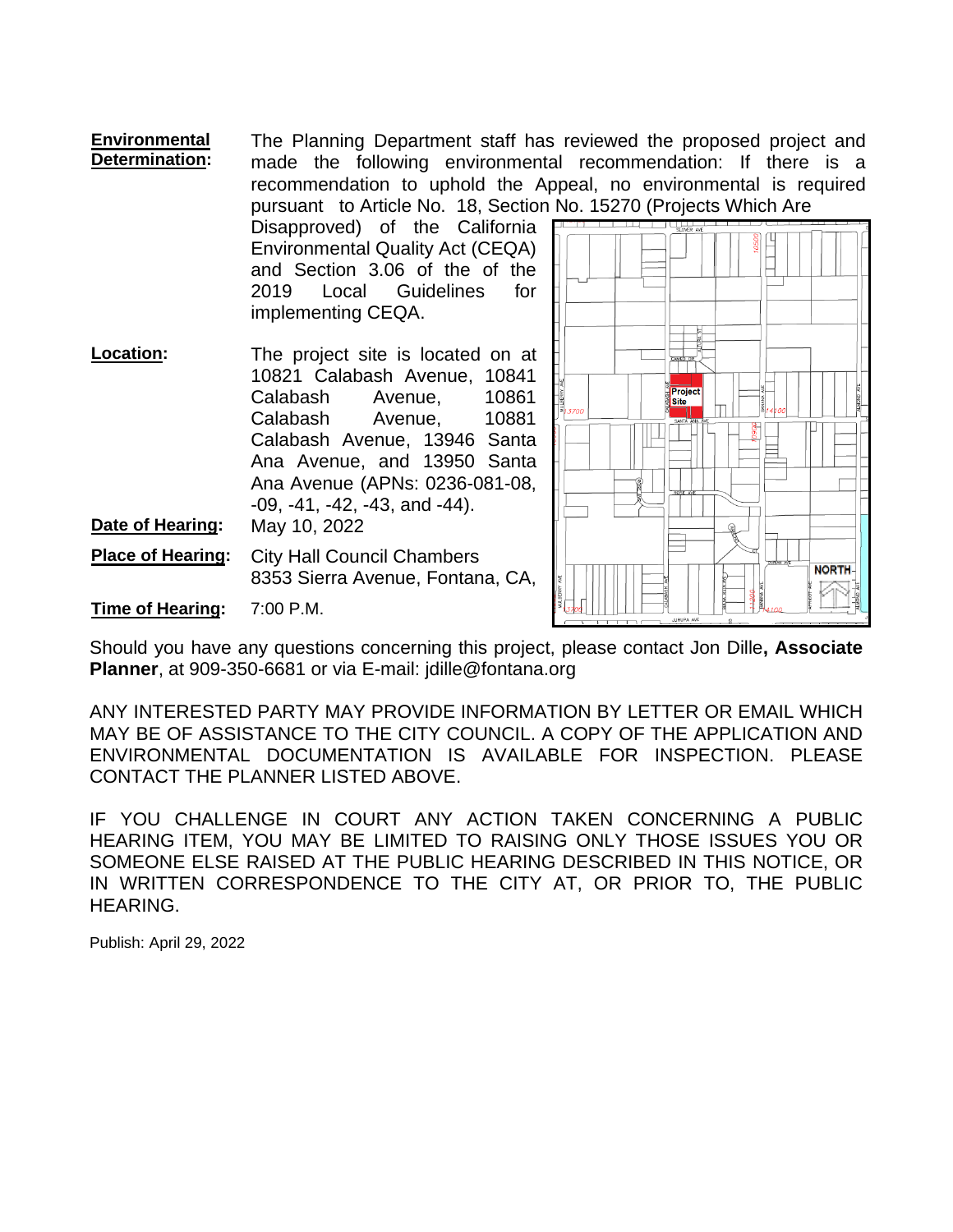**Environmental Determination:** The Planning Department staff has reviewed the proposed project and made the following environmental recommendation: If there is a recommendation to uphold the Appeal, no environmental is required pursuant to Article No. 18, Section No. 15270 (Projects Which Are Disapproved) of the California Environmental Quality Act (CEQA) and Section 3.06 of the of the 2019 Local Guidelines for implementing CEQA.

**Location:** The project site is located on at 10821 Calabash Avenue, 10841 Calabash Avenue, 10861 Calabash Avenue, 10881 Calabash Avenue, 13946 Santa Ana Avenue, and 13950 Santa Ana Avenue (APNs: 0236-081-08, -09, -41, -42, -43, and -44).

**Date of Hearing:** May 10, 2022

**Place of Hearing:** City Hall Council Chambers 8353 Sierra Avenue, Fontana, CA,

**Time of Hearing:** 7:00 P.M.

Should you have any questions concerning this project, please contact Jon Dille**, Associate Planner**, at 909-350-6681 or via E-mail: jdille@fontana.org

ANY INTERESTED PARTY MAY PROVIDE INFORMATION BY LETTER OR EMAIL WHICH MAY BE OF ASSISTANCE TO THE CITY COUNCIL. A COPY OF THE APPLICATION AND ENVIRONMENTAL DOCUMENTATION IS AVAILABLE FOR INSPECTION. PLEASE CONTACT THE PLANNER LISTED ABOVE.

IF YOU CHALLENGE IN COURT ANY ACTION TAKEN CONCERNING A PUBLIC HEARING ITEM, YOU MAY BE LIMITED TO RAISING ONLY THOSE ISSUES YOU OR SOMEONE ELSE RAISED AT THE PUBLIC HEARING DESCRIBED IN THIS NOTICE, OR IN WRITTEN CORRESPONDENCE TO THE CITY AT, OR PRIOR TO, THE PUBLIC HEARING.

Publish: April 29, 2022